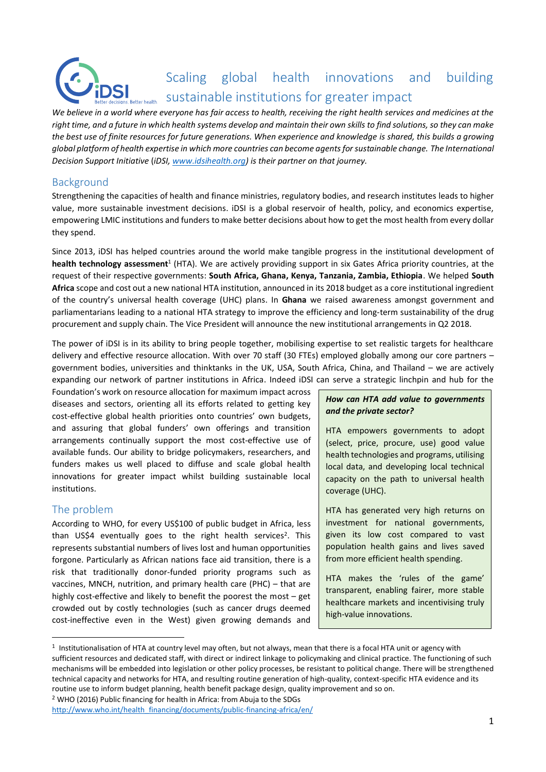# Scaling global health innovations and building sustainable institutions for greater impact

*We believe in a world where everyone has fair access to health, receiving the right health services and medicines at the right time, and a future in which health systems develop and maintain their own skills to find solutions, so they can make the best use of finite resources for future generations. When experience and knowledge is shared, this builds a growing global platform of health expertise in which more countries can become agents for sustainable change. The International Decision Support Initiative (iDSI, [www.idsihealth.org](http://www.idsihealth.org)) is their partner on that journey.*

## Background

Strengthening the capacities of health and finance ministries, regulatory bodies, and research institutes leads to higher value, more sustainable investment decisions. iDSI is a global reservoir of health, policy, and economics expertise, empowering LMIC institutions and funders to make better decisions about how to get the most health from every dollar they spend.

Since 2013, iDSI has helped countries around the world make tangible progress in the institutional development of **health technology assessment**[1] (HTA). We are actively providing support in six Gates Africa priority countries, at the request of their respective governments: **South Africa, Ghana, Kenya, Tanzania, Zambia, Ethiopia**. We helped **South Africa** scope and cost out a new national HTA institution, announced in its 2018 budget as a core institutional ingredient of the country's universal health coverage (UHC) plans. In **Ghana** we raised awareness amongst government and parliamentarians leading to a national HTA strategy to improve the efficiency and long-term sustainability of the drug procurement and supply chain. The Vice President will announce the new institutional arrangements in Q2 2018.

The power of iDSI is in its ability to bring people together, mobilising expertise to set realistic targets for healthcare delivery and effective resource allocation. With over 70 staff (30 FTEs) employed globally among our core partners – government bodies, universities and thinktanks in the UK, USA, South Africa, China, and Thailand – we are actively expanding our network of partner institutions in Africa. Indeed iDSI can serve a strategic linchpin and hub for the Foundation's work on resource allocation for maximum impact across diseases and sectors, orienting all its efforts related to getting key cost-effective global health priorities onto countries' own budgets, and assuring that global funders' own offerings and transition arrangements continually support the most cost-effective use of available funds. Our ability to bridge policymakers, researchers, and funders makes us well placed to diffuse and scale global health innovations for greater impact whilst building sustainable local institutions.

> ***How can HTA add value to governments and the private sector?***
>
> HTA empowers governments to adopt (select, price, procure, use) good value health technologies and programs, utilising local data, and developing local technical capacity on the path to universal health coverage (UHC).
>
> HTA has generated very high returns on investment for national governments, given its low cost compared to vast population health gains and lives saved from more efficient health spending.
>
> HTA makes the 'rules of the game' transparent, enabling fairer, more stable healthcare markets and incentivising truly high-value innovations.

## The problem

According to WHO, for every US$100 of public budget in Africa, less than US$4 eventually goes to the right health services[2]. This represents substantial numbers of lives lost and human opportunities forgone. Particularly as African nations face aid transition, there is a risk that traditionally donor-funded priority programs such as vaccines, MNCH, nutrition, and primary health care (PHC) – that are highly cost-effective and likely to benefit the poorest the most – get crowded out by costly technologies (such as cancer drugs deemed cost-ineffective even in the West) given growing demands and

---

[1] Institutionalisation of HTA at country level may often, but not always, mean that there is a focal HTA unit or agency with sufficient resources and dedicated staff, with direct or indirect linkage to policymaking and clinical practice. The functioning of such mechanisms will be embedded into legislation or other policy processes, be resistant to political change. There will be strengthened technical capacity and networks for HTA, and resulting routine generation of high-quality, context-specific HTA evidence and its routine use to inform budget planning, health benefit package design, quality improvement and so on.

[2] WHO (2016) Public financing for health in Africa: from Abuja to the SDGs [http://www.who.int/health_financing/documents/public-financing-africa/en/](http://www.who.int/health_financing/documents/public-financing-africa/en/)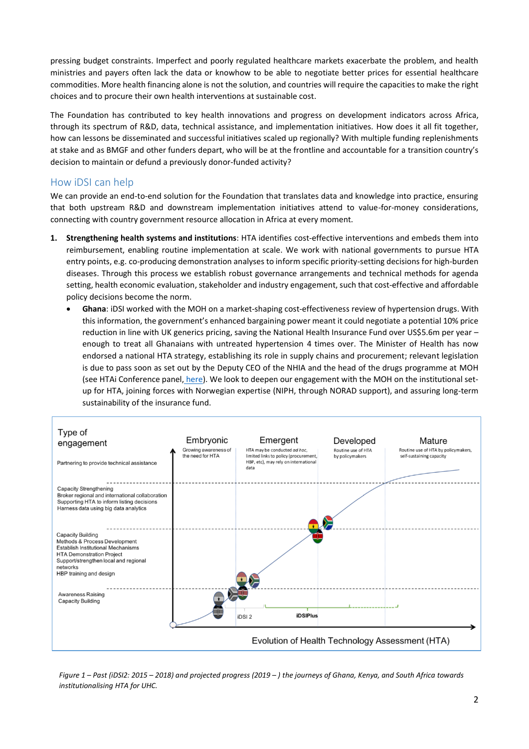pressing budget constraints. Imperfect and poorly regulated healthcare markets exacerbate the problem, and health ministries and payers often lack the data or knowhow to be able to negotiate better prices for essential healthcare commodities. More health financing alone is not the solution, and countries will require the capacities to make the right choices and to procure their own health interventions at sustainable cost.

The Foundation has contributed to key health innovations and progress on development indicators across Africa, through its spectrum of R&D, data, technical assistance, and implementation initiatives. How does it all fit together, how can lessons be disseminated and successful initiatives scaled up regionally? With multiple funding replenishments at stake and as BMGF and other funders depart, who will be at the frontline and accountable for a transition country's decision to maintain or defund a previously donor-funded activity?

## How iDSI can help

We can provide an end-to-end solution for the Foundation that translates data and knowledge into practice, ensuring that both upstream R&D and downstream implementation initiatives attend to value-for-money considerations, connecting with country government resource allocation in Africa at every moment.

1. **Strengthening health systems and institutions**: HTA identifies cost-effective interventions and embeds them into reimbursement, enabling routine implementation at scale. We work with national governments to pursue HTA entry points, e.g. co-producing demonstration analyses to inform specific priority-setting decisions for high-burden diseases. Through this process we establish robust governance arrangements and technical methods for agenda setting, health economic evaluation, stakeholder and industry engagement, such that cost-effective and affordable policy decisions become the norm.
   - **Ghana**: iDSI worked with the MOH on a market-shaping cost-effectiveness review of hypertension drugs. With this information, the government's enhanced bargaining power meant it could negotiate a potential 10% price reduction in line with UK generics pricing, saving the National Health Insurance Fund over US$5.6m per year – enough to treat all Ghanaians with untreated hypertension 4 times over. The Minister of Health has now endorsed a national HTA strategy, establishing its role in supply chains and procurement; relevant legislation is due to pass soon as set out by the Deputy CEO of the NHIA and the head of the drugs programme at MOH (see HTAi Conference panel, here). We look to deepen our engagement with the MOH on the institutional set-up for HTA, joining forces with Norwegian expertise (NIPH, through NORAD support), and assuring long-term sustainability of the insurance fund.

*Figure 1 – Past (iDSI2: 2015 – 2018) and projected progress (2019 – ) the journeys of Ghana, Kenya, and South Africa towards institutionalising HTA for UHC.*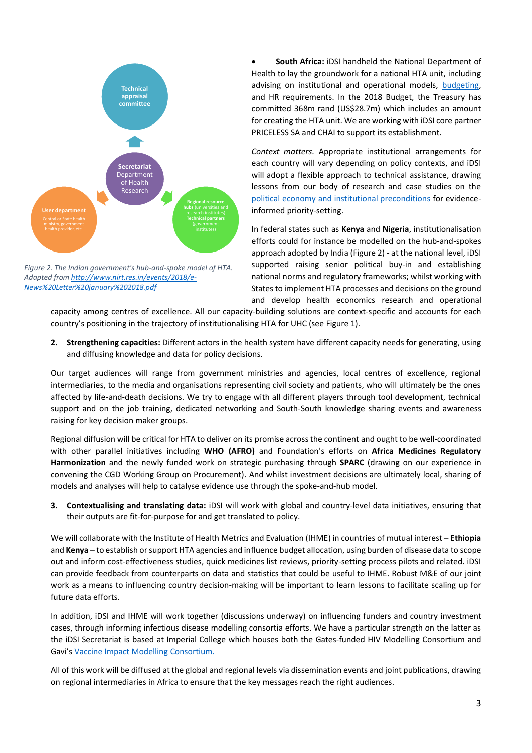Technical appraisal committee

Secretariat
Department of Health Research

User department
Central or State health ministry, government health provider, etc.

Regional resource hubs (universities and research institutes)
Technical partners (government institutes)

*Figure 2. The Indian government's hub-and-spoke model of HTA. Adapted from [http://www.nirt.res.in/events/2018/e-News%20Letter%20january%202018.pdf](http://www.nirt.res.in/events/2018/e-News%20Letter%20january%202018.pdf)*

- **South Africa:** iDSI handheld the National Department of Health to lay the groundwork for a national HTA unit, including advising on institutional and operational models, [budgeting](), and HR requirements. In the 2018 Budget, the Treasury has committed 368m rand (US$28.7m) which includes an amount for creating the HTA unit. We are working with iDSI core partner PRICELESS SA and CHAI to support its establishment.

*Context matters.* Appropriate institutional arrangements for each country will vary depending on policy contexts, and iDSI will adopt a flexible approach to technical assistance, drawing lessons from our body of research and case studies on the [political economy and institutional preconditions]() for evidence-informed priority-setting.

In federal states such as **Kenya** and **Nigeria**, institutionalisation efforts could for instance be modelled on the hub-and-spokes approach adopted by India (Figure 2) - at the national level, iDSI supported raising senior political buy-in and establishing national norms and regulatory frameworks; whilst working with States to implement HTA processes and decisions on the ground and develop health economics research and operational capacity among centres of excellence. All our capacity-building solutions are context-specific and accounts for each country's positioning in the trajectory of institutionalising HTA for UHC (see Figure 1).

2. **Strengthening capacities:** Different actors in the health system have different capacity needs for generating, using and diffusing knowledge and data for policy decisions.

Our target audiences will range from government ministries and agencies, local centres of excellence, regional intermediaries, to the media and organisations representing civil society and patients, who will ultimately be the ones affected by life-and-death decisions. We try to engage with all different players through tool development, technical support and on the job training, dedicated networking and South-South knowledge sharing events and awareness raising for key decision maker groups.

Regional diffusion will be critical for HTA to deliver on its promise across the continent and ought to be well-coordinated with other parallel initiatives including **WHO (AFRO)** and Foundation's efforts on **Africa Medicines Regulatory Harmonization** and the newly funded work on strategic purchasing through **SPARC** (drawing on our experience in convening the CGD Working Group on Procurement). And whilst investment decisions are ultimately local, sharing of models and analyses will help to catalyse evidence use through the spoke-and-hub model.

3. **Contextualising and translating data:** iDSI will work with global and country-level data initiatives, ensuring that their outputs are fit-for-purpose for and get translated to policy.

We will collaborate with the Institute of Health Metrics and Evaluation (IHME) in countries of mutual interest – **Ethiopia** and **Kenya** – to establish or support HTA agencies and influence budget allocation, using burden of disease data to scope out and inform cost-effectiveness studies, quick medicines list reviews, priority-setting process pilots and related. iDSI can provide feedback from counterparts on data and statistics that could be useful to IHME. Robust M&E of our joint work as a means to influencing country decision-making will be important to learn lessons to facilitate scaling up for future data efforts.

In addition, iDSI and IHME will work together (discussions underway) on influencing funders and country investment cases, through informing infectious disease modelling consortia efforts. We have a particular strength on the latter as the iDSI Secretariat is based at Imperial College which houses both the Gates-funded HIV Modelling Consortium and Gavi's [Vaccine Impact Modelling Consortium.]()

All of this work will be diffused at the global and regional levels via dissemination events and joint publications, drawing on regional intermediaries in Africa to ensure that the key messages reach the right audiences.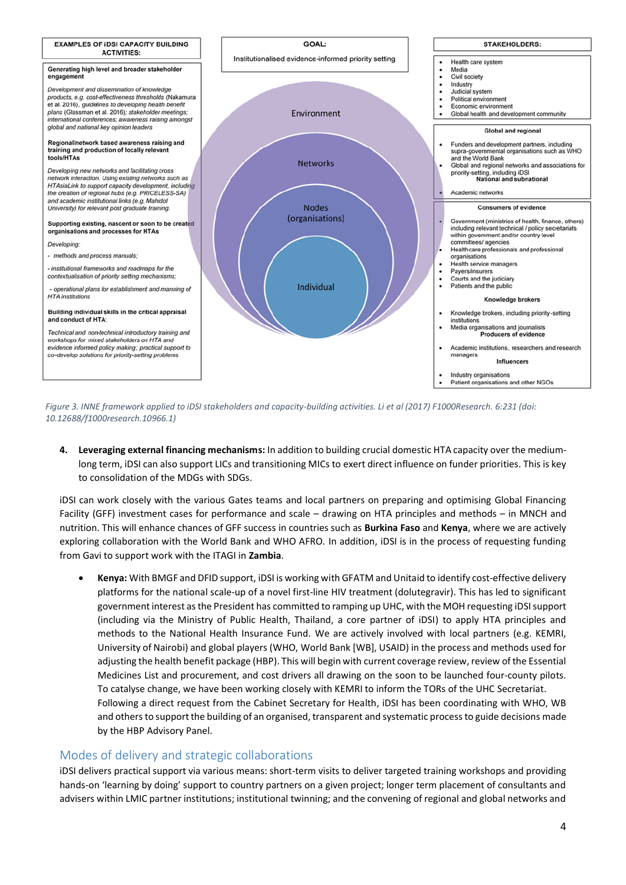| EXAMPLES OF iDSI CAPACITY BUILDING ACTIVITIES: | GOAL: Institutionalised evidence-informed priority setting | STAKEHOLDERS: |
|---|---|---|
| **Generating high level and broader stakeholder engagement**<br>*Development and dissemination of knowledge products, e.g. cost-effectiveness thresholds* (Nakamura et al. 2016), *guidelines to developing health benefit plans* (Glassman et al. 2016)*; stakeholder meetings; international conferences; awareness raising amongst global and national key opinion leaders* | Environment | • Health care system<br>• Media<br>• Civil society<br>• Industry<br>• Judicial system<br>• Political environment<br>• Economic environment<br>• Global health and development community |
| **Regional/network based awareness raising and training and production of locally relevant tools/HTAs**<br>*Developing new networks and facilitating cross network interaction. Using existing networks such as HTAsiaLink to support capacity development, including the creation of regional hubs (e.g. PRICELESS-SA) and academic institutional links (e.g. Mahidol University) for relevant post graduate training.* | Networks | **Global and regional**<br>• Funders and development partners, including supra-governmental organisations such as WHO and the World Bank<br>• Global and regional networks and associations for priority-setting, including iDSI<br>**National and subnational**<br>• Academic networks |
| **Supporting existing, nascent or soon to be created organisations and processes for HTAs**<br>*Developing:*<br>*- methods and process manuals;*<br>*- institutional frameworks and roadmaps for the contextualisation of priority setting mechanisms;*<br>*- operational plans for establishment and manning of HTA institutions* | Nodes (organisations) | **Consumers of evidence**<br>• Government (ministries of health, finance, others) including relevant technical / policy secretariats within government and/or country level committees/ agencies<br>• Healthcare professionals and professional organisations<br>• Health service managers<br>• Payers/insurers<br>• Courts and the judiciary<br>• Patients and the public<br>**Knowledge brokers**<br>• Knowledge brokers, including priority-setting institutions<br>• Media organisations and journalists<br>**Producers of evidence**<br>• Academic institutions, researchers and research managers<br>**Influencers**<br>• Industry organisations<br>• Patient organisations and other NGOs |
| **Building individual skills in the critical appraisal and conduct of HTA:**<br>*Technical and non-technical introductory training and workshops for mixed stakeholders on HTA and evidence informed policy making; practical support to co-develop solutions for priority-setting problems* | Individual | |

*Figure 3. INNE framework applied to iDSI stakeholders and capacity-building activities. Li et al (2017) F1000Research. 6:231 (doi: 10.12688/f1000research.10966.1)*

4. **Leveraging external financing mechanisms:** In addition to building crucial domestic HTA capacity over the medium-long term, iDSI can also support LICs and transitioning MICs to exert direct influence on funder priorities. This is key to consolidation of the MDGs with SDGs.

iDSI can work closely with the various Gates teams and local partners on preparing and optimising Global Financing Facility (GFF) investment cases for performance and scale – drawing on HTA principles and methods – in MNCH and nutrition. This will enhance chances of GFF success in countries such as **Burkina Faso** and **Kenya**, where we are actively exploring collaboration with the World Bank and WHO AFRO. In addition, iDSI is in the process of requesting funding from Gavi to support work with the ITAGI in **Zambia**.

- **Kenya:** With BMGF and DFID support, iDSI is working with GFATM and Unitaid to identify cost-effective delivery platforms for the national scale-up of a novel first-line HIV treatment (dolutegravir). This has led to significant government interest as the President has committed to ramping up UHC, with the MOH requesting iDSI support (including via the Ministry of Public Health, Thailand, a core partner of iDSI) to apply HTA principles and methods to the National Health Insurance Fund. We are actively involved with local partners (e.g. KEMRI, University of Nairobi) and global players (WHO, World Bank [WB], USAID) in the process and methods used for adjusting the health benefit package (HBP). This will begin with current coverage review, review of the Essential Medicines List and procurement, and cost drivers all drawing on the soon to be launched four-county pilots. To catalyse change, we have been working closely with KEMRI to inform the TORs of the UHC Secretariat. Following a direct request from the Cabinet Secretary for Health, iDSI has been coordinating with WHO, WB and others to support the building of an organised, transparent and systematic process to guide decisions made by the HBP Advisory Panel.

## Modes of delivery and strategic collaborations

iDSI delivers practical support via various means: short-term visits to deliver targeted training workshops and providing hands-on 'learning by doing' support to country partners on a given project; longer term placement of consultants and advisers within LMIC partner institutions; institutional twinning; and the convening of regional and global networks and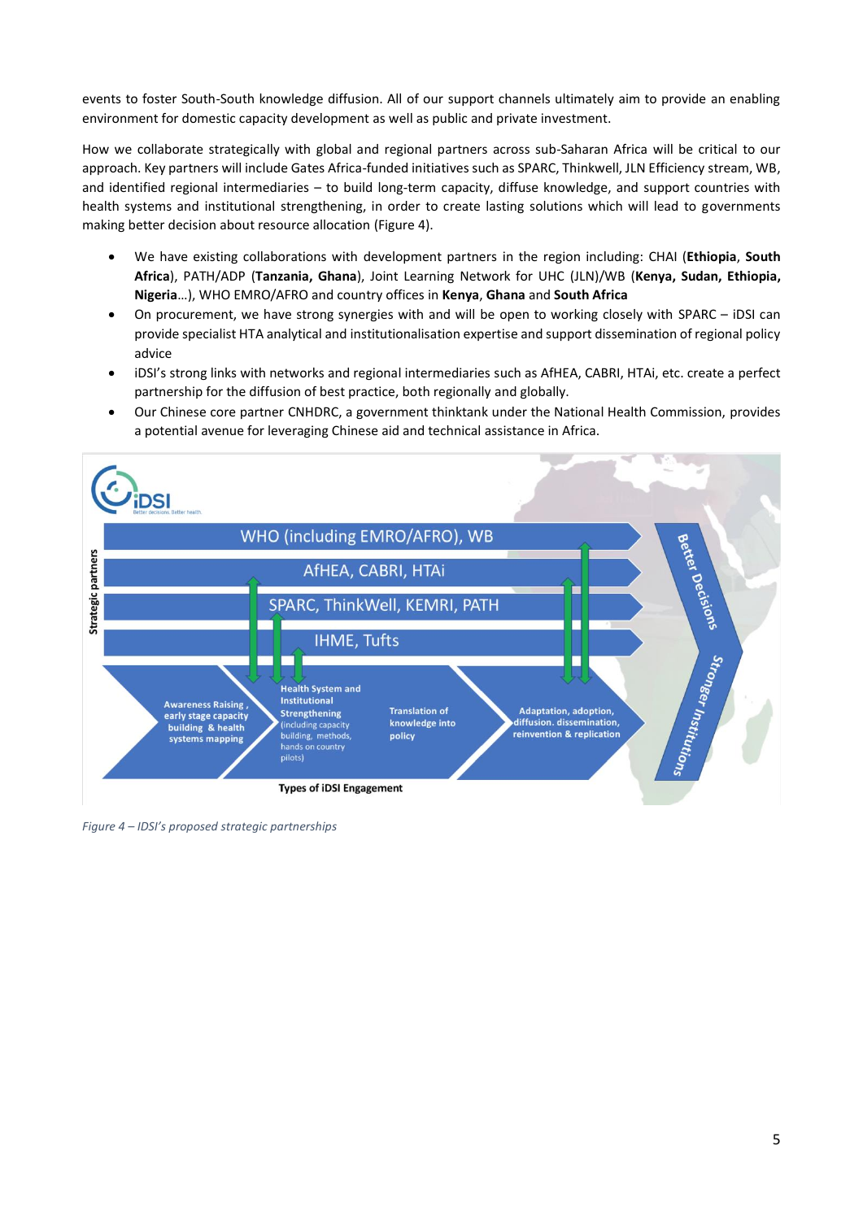events to foster South-South knowledge diffusion. All of our support channels ultimately aim to provide an enabling environment for domestic capacity development as well as public and private investment.

How we collaborate strategically with global and regional partners across sub-Saharan Africa will be critical to our approach. Key partners will include Gates Africa-funded initiatives such as SPARC, Thinkwell, JLN Efficiency stream, WB, and identified regional intermediaries – to build long-term capacity, diffuse knowledge, and support countries with health systems and institutional strengthening, in order to create lasting solutions which will lead to governments making better decision about resource allocation (Figure 4).

- We have existing collaborations with development partners in the region including: CHAI (**Ethiopia**, **South Africa**), PATH/ADP (**Tanzania, Ghana**), Joint Learning Network for UHC (JLN)/WB (**Kenya, Sudan, Ethiopia, Nigeria**…), WHO EMRO/AFRO and country offices in **Kenya**, **Ghana** and **South Africa**
- On procurement, we have strong synergies with and will be open to working closely with SPARC – iDSI can provide specialist HTA analytical and institutionalisation expertise and support dissemination of regional policy advice
- iDSI's strong links with networks and regional intermediaries such as AfHEA, CABRI, HTAi, etc. create a perfect partnership for the diffusion of best practice, both regionally and globally.
- Our Chinese core partner CNHDRC, a government thinktank under the National Health Commission, provides a potential avenue for leveraging Chinese aid and technical assistance in Africa.

iDSI
Better decisions. Better health.

Strategic partners

WHO (including EMRO/AFRO), WB

AfHEA, CABRI, HTAi

SPARC, ThinkWell, KEMRI, PATH

IHME, Tufts

Awareness Raising , early stage capacity building & health systems mapping

Health System and Institutional Strengthening (including capacity building, methods, hands on country pilots)

Translation of knowledge into policy

Adaptation, adoption, diffusion. dissemination, reinvention & replication

Better Decisions

Stronger Institutions

Types of iDSI Engagement

*Figure 4 – IDSI's proposed strategic partnerships*